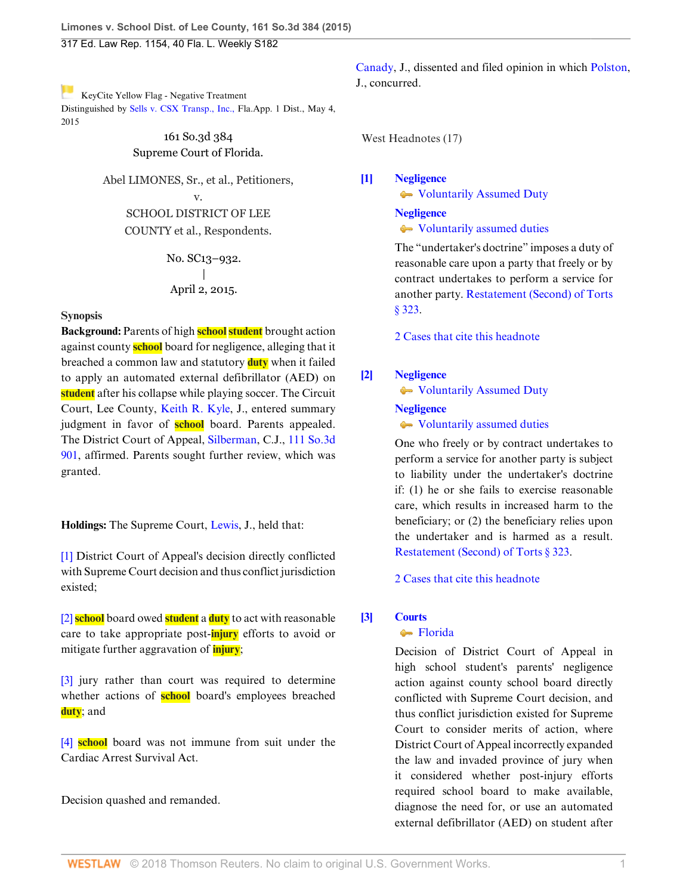KeyCite Yellow Flag - Negative Treatment
Distinguished by Sells v. CSX Transp., Inc., Fla.App. 1 Dist., May 4, 2015

161 So.3d 384
Supreme Court of Florida.

Abel LIMONES, Sr., et al., Petitioners,
v.
SCHOOL DISTRICT OF LEE COUNTY et al., Respondents.

No. SC13–932.
|
April 2, 2015.

## Synopsis

**Background:** Parents of high school student brought action against county school board for negligence, alleging that it breached a common law and statutory duty when it failed to apply an automated external defibrillator (AED) on student after his collapse while playing soccer. The Circuit Court, Lee County, Keith R. Kyle, J., entered summary judgment in favor of school board. Parents appealed. The District Court of Appeal, Silberman, C.J., 111 So.3d 901, affirmed. Parents sought further review, which was granted.

**Holdings:** The Supreme Court, Lewis, J., held that:

[1] District Court of Appeal's decision directly conflicted with Supreme Court decision and thus conflict jurisdiction existed;

[2] school board owed student a duty to act with reasonable care to take appropriate post-injury efforts to avoid or mitigate further aggravation of injury;

[3] jury rather than court was required to determine whether actions of school board's employees breached duty; and

[4] school board was not immune from suit under the Cardiac Arrest Survival Act.

Decision quashed and remanded.

Canady, J., dissented and filed opinion in which Polston, J., concurred.

West Headnotes (17)

**[1]** **Negligence**
Voluntarily Assumed Duty
**Negligence**
Voluntarily assumed duties

The "undertaker's doctrine" imposes a duty of reasonable care upon a party that freely or by contract undertakes to perform a service for another party. Restatement (Second) of Torts § 323.

2 Cases that cite this headnote

**[2]** **Negligence**
Voluntarily Assumed Duty
**Negligence**
Voluntarily assumed duties

One who freely or by contract undertakes to perform a service for another party is subject to liability under the undertaker's doctrine if: (1) he or she fails to exercise reasonable care, which results in increased harm to the beneficiary; or (2) the beneficiary relies upon the undertaker and is harmed as a result. Restatement (Second) of Torts § 323.

2 Cases that cite this headnote

**[3]** **Courts**
Florida

Decision of District Court of Appeal in high school student's parents' negligence action against county school board directly conflicted with Supreme Court decision, and thus conflict jurisdiction existed for Supreme Court to consider merits of action, where District Court of Appeal incorrectly expanded the law and invaded province of jury when it considered whether post-injury efforts required school board to make available, diagnose the need for, or use an automated external defibrillator (AED) on student after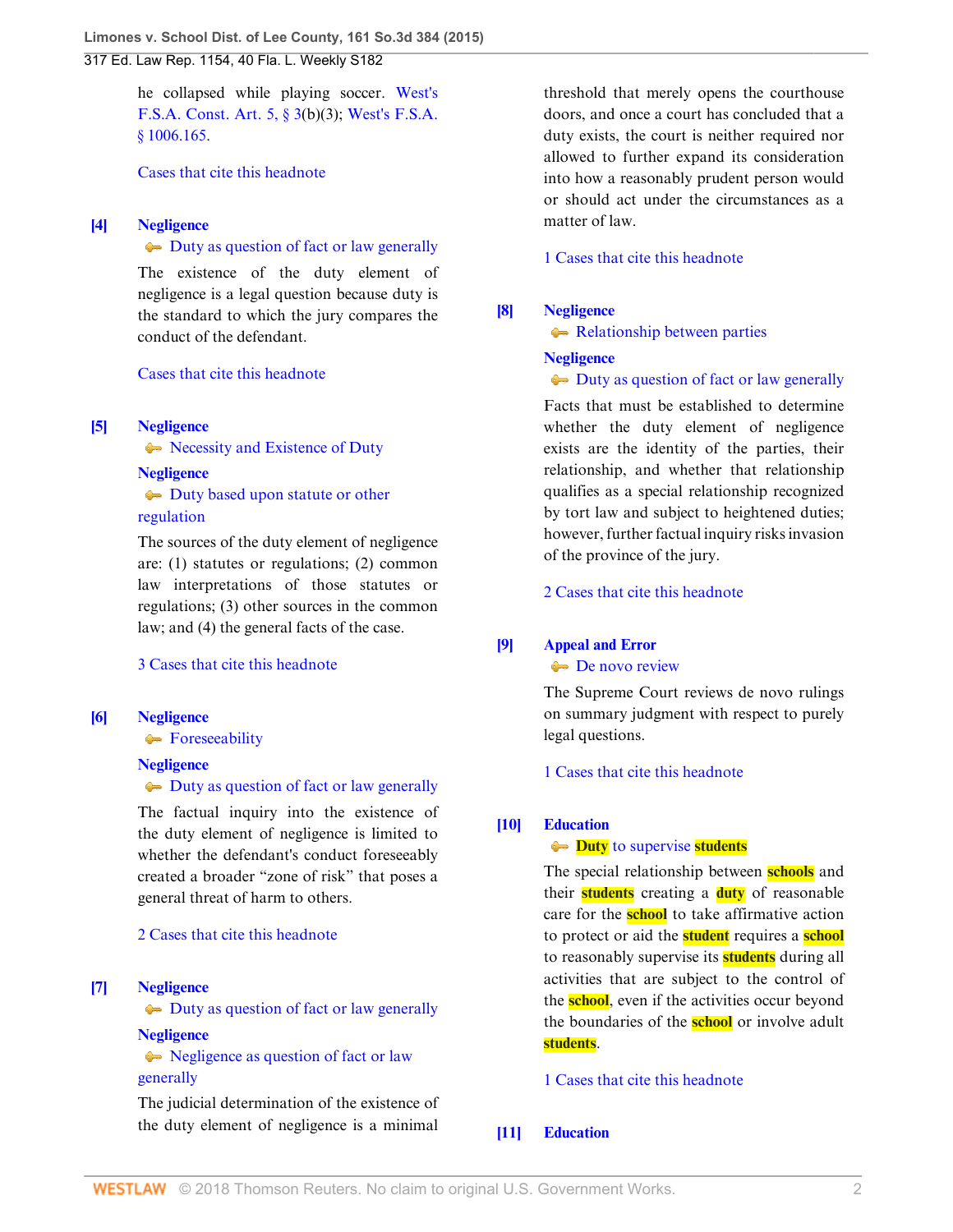he collapsed while playing soccer. West's F.S.A. Const. Art. 5, § 3(b)(3); West's F.S.A. § 1006.165.

Cases that cite this headnote

**[4]** **Negligence**
Duty as question of fact or law generally

The existence of the duty element of negligence is a legal question because duty is the standard to which the jury compares the conduct of the defendant.

Cases that cite this headnote

**[5]** **Negligence**
Necessity and Existence of Duty

**Negligence**
Duty based upon statute or other regulation

The sources of the duty element of negligence are: (1) statutes or regulations; (2) common law interpretations of those statutes or regulations; (3) other sources in the common law; and (4) the general facts of the case.

3 Cases that cite this headnote

**[6]** **Negligence**
Foreseeability

**Negligence**
Duty as question of fact or law generally

The factual inquiry into the existence of the duty element of negligence is limited to whether the defendant's conduct foreseeably created a broader "zone of risk" that poses a general threat of harm to others.

2 Cases that cite this headnote

**[7]** **Negligence**
Duty as question of fact or law generally

**Negligence**
Negligence as question of fact or law generally

The judicial determination of the existence of the duty element of negligence is a minimal threshold that merely opens the courthouse doors, and once a court has concluded that a duty exists, the court is neither required nor allowed to further expand its consideration into how a reasonably prudent person would or should act under the circumstances as a matter of law.

1 Cases that cite this headnote

**[8]** **Negligence**
Relationship between parties

**Negligence**
Duty as question of fact or law generally

Facts that must be established to determine whether the duty element of negligence exists are the identity of the parties, their relationship, and whether that relationship qualifies as a special relationship recognized by tort law and subject to heightened duties; however, further factual inquiry risks invasion of the province of the jury.

2 Cases that cite this headnote

**[9]** **Appeal and Error**
De novo review

The Supreme Court reviews de novo rulings on summary judgment with respect to purely legal questions.

1 Cases that cite this headnote

**[10]** **Education**
Duty to supervise students

The special relationship between schools and their students creating a duty of reasonable care for the school to take affirmative action to protect or aid the student requires a school to reasonably supervise its students during all activities that are subject to the control of the school, even if the activities occur beyond the boundaries of the school or involve adult students.

1 Cases that cite this headnote

**[11]** **Education**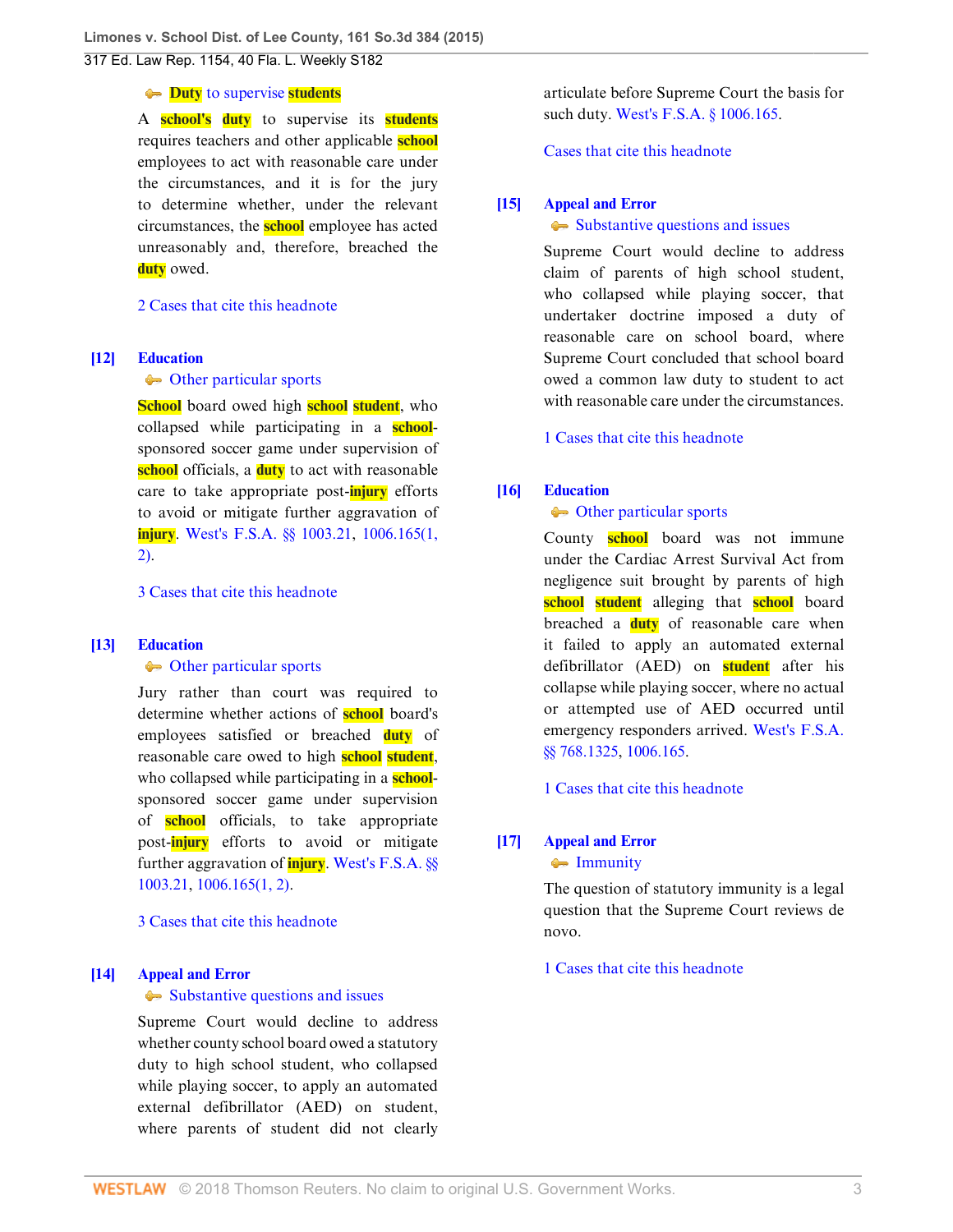Duty to supervise students

A school's duty to supervise its students requires teachers and other applicable school employees to act with reasonable care under the circumstances, and it is for the jury to determine whether, under the relevant circumstances, the school employee has acted unreasonably and, therefore, breached the duty owed.

2 Cases that cite this headnote

**[12]** **Education**
Other particular sports

School board owed high school student, who collapsed while participating in a school-sponsored soccer game under supervision of school officials, a duty to act with reasonable care to take appropriate post-injury efforts to avoid or mitigate further aggravation of injury. West's F.S.A. §§ 1003.21, 1006.165(1, 2).

3 Cases that cite this headnote

**[13]** **Education**
Other particular sports

Jury rather than court was required to determine whether actions of school board's employees satisfied or breached duty of reasonable care owed to high school student, who collapsed while participating in a school-sponsored soccer game under supervision of school officials, to take appropriate post-injury efforts to avoid or mitigate further aggravation of injury. West's F.S.A. §§ 1003.21, 1006.165(1, 2).

3 Cases that cite this headnote

**[14]** **Appeal and Error**
Substantive questions and issues

Supreme Court would decline to address whether county school board owed a statutory duty to high school student, who collapsed while playing soccer, to apply an automated external defibrillator (AED) on student, where parents of student did not clearly articulate before Supreme Court the basis for such duty. West's F.S.A. § 1006.165.

Cases that cite this headnote

**[15]** **Appeal and Error**
Substantive questions and issues

Supreme Court would decline to address claim of parents of high school student, who collapsed while playing soccer, that undertaker doctrine imposed a duty of reasonable care on school board, where Supreme Court concluded that school board owed a common law duty to student to act with reasonable care under the circumstances.

1 Cases that cite this headnote

**[16]** **Education**
Other particular sports

County school board was not immune under the Cardiac Arrest Survival Act from negligence suit brought by parents of high school student alleging that school board breached a duty of reasonable care when it failed to apply an automated external defibrillator (AED) on student after his collapse while playing soccer, where no actual or attempted use of AED occurred until emergency responders arrived. West's F.S.A. §§ 768.1325, 1006.165.

1 Cases that cite this headnote

**[17]** **Appeal and Error**
Immunity

The question of statutory immunity is a legal question that the Supreme Court reviews de novo.

1 Cases that cite this headnote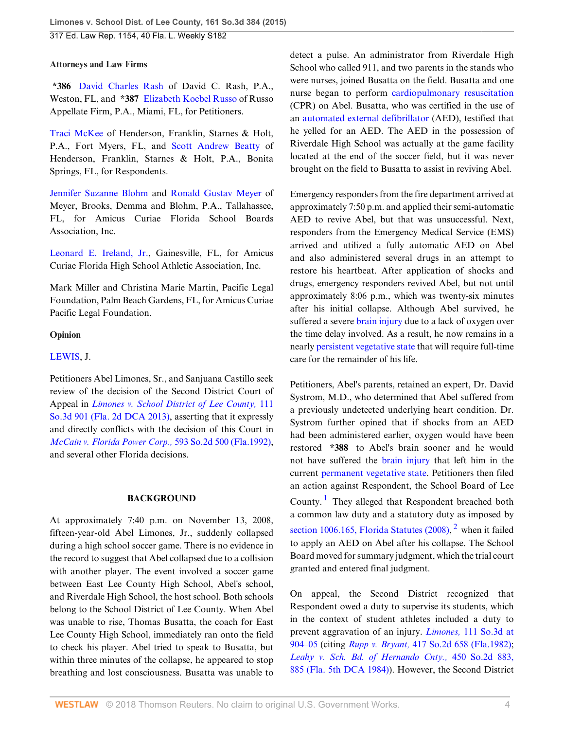**Attorneys and Law Firms**

**\*386** David Charles Rash of David C. Rash, P.A., Weston, FL, and **\*387** Elizabeth Koebel Russo of Russo Appellate Firm, P.A., Miami, FL, for Petitioners.

Traci McKee of Henderson, Franklin, Starnes & Holt, P.A., Fort Myers, FL, and Scott Andrew Beatty of Henderson, Franklin, Starnes & Holt, P.A., Bonita Springs, FL, for Respondents.

Jennifer Suzanne Blohm and Ronald Gustav Meyer of Meyer, Brooks, Demma and Blohm, P.A., Tallahassee, FL, for Amicus Curiae Florida School Boards Association, Inc.

Leonard E. Ireland, Jr., Gainesville, FL, for Amicus Curiae Florida High School Athletic Association, Inc.

Mark Miller and Christina Marie Martin, Pacific Legal Foundation, Palm Beach Gardens, FL, for Amicus Curiae Pacific Legal Foundation.

**Opinion**

LEWIS, J.

Petitioners Abel Limones, Sr., and Sanjuana Castillo seek review of the decision of the Second District Court of Appeal in *Limones v. School District of Lee County,* 111 So.3d 901 (Fla. 2d DCA 2013), asserting that it expressly and directly conflicts with the decision of this Court in *McCain v. Florida Power Corp.,* 593 So.2d 500 (Fla.1992), and several other Florida decisions.

## BACKGROUND

At approximately 7:40 p.m. on November 13, 2008, fifteen-year-old Abel Limones, Jr., suddenly collapsed during a high school soccer game. There is no evidence in the record to suggest that Abel collapsed due to a collision with another player. The event involved a soccer game between East Lee County High School, Abel's school, and Riverdale High School, the host school. Both schools belong to the School District of Lee County. When Abel was unable to rise, Thomas Busatta, the coach for East Lee County High School, immediately ran onto the field to check his player. Abel tried to speak to Busatta, but within three minutes of the collapse, he appeared to stop breathing and lost consciousness. Busatta was unable to detect a pulse. An administrator from Riverdale High School who called 911, and two parents in the stands who were nurses, joined Busatta on the field. Busatta and one nurse began to perform cardiopulmonary resuscitation (CPR) on Abel. Busatta, who was certified in the use of an automated external defibrillator (AED), testified that he yelled for an AED. The AED in the possession of Riverdale High School was actually at the game facility located at the end of the soccer field, but it was never brought on the field to Busatta to assist in reviving Abel.

Emergency responders from the fire department arrived at approximately 7:50 p.m. and applied their semi-automatic AED to revive Abel, but that was unsuccessful. Next, responders from the Emergency Medical Service (EMS) arrived and utilized a fully automatic AED on Abel and also administered several drugs in an attempt to restore his heartbeat. After application of shocks and drugs, emergency responders revived Abel, but not until approximately 8:06 p.m., which was twenty-six minutes after his initial collapse. Although Abel survived, he suffered a severe brain injury due to a lack of oxygen over the time delay involved. As a result, he now remains in a nearly persistent vegetative state that will require full-time care for the remainder of his life.

Petitioners, Abel's parents, retained an expert, Dr. David Systrom, M.D., who determined that Abel suffered from a previously undetected underlying heart condition. Dr. Systrom further opined that if shocks from an AED had been administered earlier, oxygen would have been restored **\*388** to Abel's brain sooner and he would not have suffered the brain injury that left him in the current permanent vegetative state. Petitioners then filed an action against Respondent, the School Board of Lee County.[1] They alleged that Respondent breached both a common law duty and a statutory duty as imposed by section 1006.165, Florida Statutes (2008),[2] when it failed to apply an AED on Abel after his collapse. The School Board moved for summary judgment, which the trial court granted and entered final judgment.

On appeal, the Second District recognized that Respondent owed a duty to supervise its students, which in the context of student athletes included a duty to prevent aggravation of an injury. *Limones,* 111 So.3d at 904–05 (citing *Rupp v. Bryant,* 417 So.2d 658 (Fla.1982); *Leahy v. Sch. Bd. of Hernando Cnty.,* 450 So.2d 883, 885 (Fla. 5th DCA 1984)). However, the Second District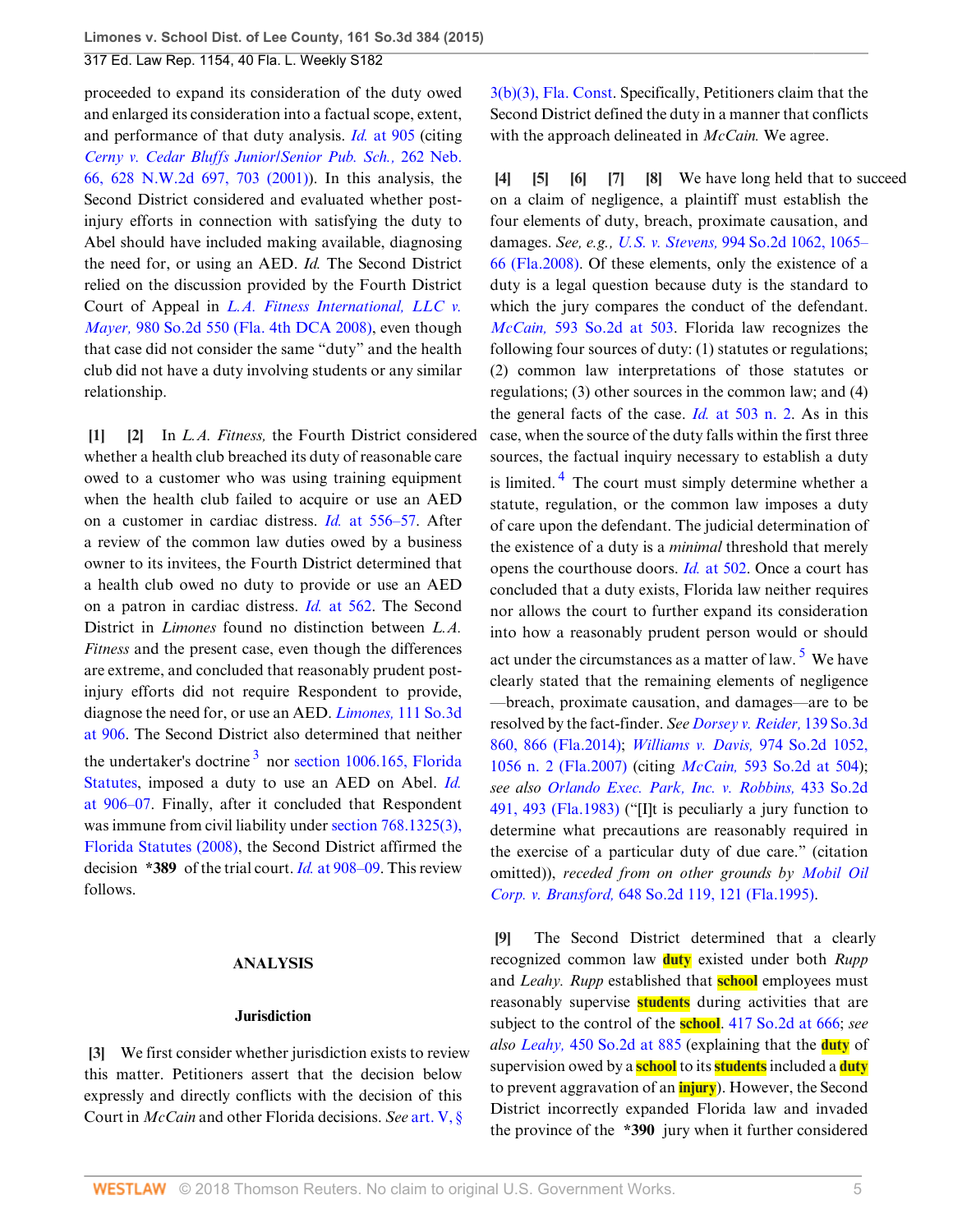proceeded to expand its consideration of the duty owed and enlarged its consideration into a factual scope, extent, and performance of that duty analysis. *Id.* at 905 (citing *Cerny v. Cedar Bluffs Junior/Senior Pub. Sch.,* 262 Neb. 66, 628 N.W.2d 697, 703 (2001)). In this analysis, the Second District considered and evaluated whether post-injury efforts in connection with satisfying the duty to Abel should have included making available, diagnosing the need for, or using an AED. *Id.* The Second District relied on the discussion provided by the Fourth District Court of Appeal in *L.A. Fitness International, LLC v. Mayer,* 980 So.2d 550 (Fla. 4th DCA 2008), even though that case did not consider the same "duty" and the health club did not have a duty involving students or any similar relationship.

**[1] [2]** In *L.A. Fitness,* the Fourth District considered whether a health club breached its duty of reasonable care owed to a customer who was using training equipment when the health club failed to acquire or use an AED on a customer in cardiac distress. *Id.* at 556–57. After a review of the common law duties owed by a business owner to its invitees, the Fourth District determined that a health club owed no duty to provide or use an AED on a patron in cardiac distress. *Id.* at 562. The Second District in *Limones* found no distinction between *L.A. Fitness* and the present case, even though the differences are extreme, and concluded that reasonably prudent post-injury efforts did not require Respondent to provide, diagnose the need for, or use an AED. *Limones,* 111 So.3d at 906. The Second District also determined that neither the undertaker's doctrine [3] nor section 1006.165, Florida Statutes, imposed a duty to use an AED on Abel. *Id.* at 906–07. Finally, after it concluded that Respondent was immune from civil liability under section 768.1325(3), Florida Statutes (2008), the Second District affirmed the decision \*389 of the trial court. *Id.* at 908–09. This review follows.

## ANALYSIS

### Jurisdiction

**[3]** We first consider whether jurisdiction exists to review this matter. Petitioners assert that the decision below expressly and directly conflicts with the decision of this Court in *McCain* and other Florida decisions. *See* art. V, § 3(b)(3), Fla. Const. Specifically, Petitioners claim that the Second District defined the duty in a manner that conflicts with the approach delineated in *McCain.* We agree.

**[4] [5] [6] [7] [8]** We have long held that to succeed on a claim of negligence, a plaintiff must establish the four elements of duty, breach, proximate causation, and damages. *See, e.g., U.S. v. Stevens,* 994 So.2d 1062, 1065–66 (Fla.2008). Of these elements, only the existence of a duty is a legal question because duty is the standard to which the jury compares the conduct of the defendant. *McCain,* 593 So.2d at 503. Florida law recognizes the following four sources of duty: (1) statutes or regulations; (2) common law interpretations of those statutes or regulations; (3) other sources in the common law; and (4) the general facts of the case. *Id.* at 503 n. 2. As in this case, when the source of the duty falls within the first three sources, the factual inquiry necessary to establish a duty is limited. [4] The court must simply determine whether a statute, regulation, or the common law imposes a duty of care upon the defendant. The judicial determination of the existence of a duty is a *minimal* threshold that merely opens the courthouse doors. *Id.* at 502. Once a court has concluded that a duty exists, Florida law neither requires nor allows the court to further expand its consideration into how a reasonably prudent person would or should act under the circumstances as a matter of law. [5] We have clearly stated that the remaining elements of negligence—breach, proximate causation, and damages—are to be resolved by the fact-finder. *See Dorsey v. Reider,* 139 So.3d 860, 866 (Fla.2014); *Williams v. Davis,* 974 So.2d 1052, 1056 n. 2 (Fla.2007) (citing *McCain,* 593 So.2d at 504); *see also Orlando Exec. Park, Inc. v. Robbins,* 433 So.2d 491, 493 (Fla.1983) ("[I]t is peculiarly a jury function to determine what precautions are reasonably required in the exercise of a particular duty of due care." (citation omitted)), *receded from on other grounds by Mobil Oil Corp. v. Bransford,* 648 So.2d 119, 121 (Fla.1995).

**[9]** The Second District determined that a clearly recognized common law duty existed under both *Rupp* and *Leahy. Rupp* established that school employees must reasonably supervise students during activities that are subject to the control of the school. 417 So.2d at 666; *see also Leahy,* 450 So.2d at 885 (explaining that the duty of supervision owed by a school to its students included a duty to prevent aggravation of an injury). However, the Second District incorrectly expanded Florida law and invaded the province of the \*390 jury when it further considered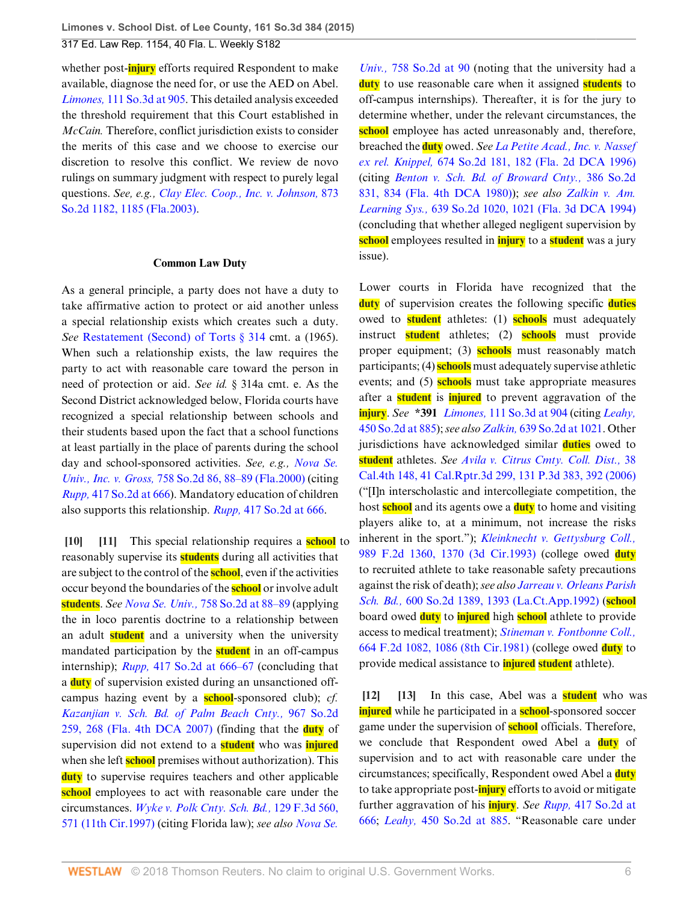whether post-injury efforts required Respondent to make available, diagnose the need for, or use the AED on Abel. *Limones,* 111 So.3d at 905. This detailed analysis exceeded the threshold requirement that this Court established in *McCain.* Therefore, conflict jurisdiction exists to consider the merits of this case and we choose to exercise our discretion to resolve this conflict. We review de novo rulings on summary judgment with respect to purely legal questions. *See, e.g., Clay Elec. Coop., Inc. v. Johnson,* 873 So.2d 1182, 1185 (Fla.2003).

### Common Law Duty

As a general principle, a party does not have a duty to take affirmative action to protect or aid another unless a special relationship exists which creates such a duty. *See* Restatement (Second) of Torts § 314 cmt. a (1965). When such a relationship exists, the law requires the party to act with reasonable care toward the person in need of protection or aid. *See id.* § 314a cmt. e. As the Second District acknowledged below, Florida courts have recognized a special relationship between schools and their students based upon the fact that a school functions at least partially in the place of parents during the school day and school-sponsored activities. *See, e.g., Nova Se. Univ., Inc. v. Gross,* 758 So.2d 86, 88–89 (Fla.2000) (citing *Rupp,* 417 So.2d at 666). Mandatory education of children also supports this relationship. *Rupp,* 417 So.2d at 666.

**[10] [11]** This special relationship requires a school to reasonably supervise its students during all activities that are subject to the control of the school, even if the activities occur beyond the boundaries of the school or involve adult students. *See Nova Se. Univ.,* 758 So.2d at 88–89 (applying the in loco parentis doctrine to a relationship between an adult student and a university when the university mandated participation by the student in an off-campus internship); *Rupp,* 417 So.2d at 666–67 (concluding that a duty of supervision existed during an unsanctioned off-campus hazing event by a school-sponsored club); *cf. Kazanjian v. Sch. Bd. of Palm Beach Cnty.,* 967 So.2d 259, 268 (Fla. 4th DCA 2007) (finding that the duty of supervision did not extend to a student who was injured when she left school premises without authorization). This duty to supervise requires teachers and other applicable school employees to act with reasonable care under the circumstances. *Wyke v. Polk Cnty. Sch. Bd.,* 129 F.3d 560, 571 (11th Cir.1997) (citing Florida law); *see also Nova Se. Univ.,* 758 So.2d at 90 (noting that the university had a duty to use reasonable care when it assigned students to off-campus internships). Thereafter, it is for the jury to determine whether, under the relevant circumstances, the school employee has acted unreasonably and, therefore, breached the duty owed. *See La Petite Acad., Inc. v. Nassef ex rel. Knippel,* 674 So.2d 181, 182 (Fla. 2d DCA 1996) (citing *Benton v. Sch. Bd. of Broward Cnty.,* 386 So.2d 831, 834 (Fla. 4th DCA 1980)); *see also Zalkin v. Am. Learning Sys.,* 639 So.2d 1020, 1021 (Fla. 3d DCA 1994) (concluding that whether alleged negligent supervision by school employees resulted in injury to a student was a jury issue).

Lower courts in Florida have recognized that the duty of supervision creates the following specific duties owed to student athletes: (1) schools must adequately instruct student athletes; (2) schools must provide proper equipment; (3) schools must reasonably match participants; (4) schools must adequately supervise athletic events; and (5) schools must take appropriate measures after a student is injured to prevent aggravation of the injury. *See* **\*391** *Limones,* 111 So.3d at 904 (citing *Leahy,* 450 So.2d at 885); *see also Zalkin,* 639 So.2d at 1021. Other jurisdictions have acknowledged similar duties owed to student athletes. *See Avila v. Citrus Cmty. Coll. Dist.,* 38 Cal.4th 148, 41 Cal.Rptr.3d 299, 131 P.3d 383, 392 (2006) ("[I]n interscholastic and intercollegiate competition, the host school and its agents owe a duty to home and visiting players alike to, at a minimum, not increase the risks inherent in the sport."); *Kleinknecht v. Gettysburg Coll.,* 989 F.2d 1360, 1370 (3d Cir.1993) (college owed duty to recruited athlete to take reasonable safety precautions against the risk of death); *see also Jarreau v. Orleans Parish Sch. Bd.,* 600 So.2d 1389, 1393 (La.Ct.App.1992) (school board owed duty to injured high school athlete to provide access to medical treatment); *Stineman v. Fontbonne Coll.,* 664 F.2d 1082, 1086 (8th Cir.1981) (college owed duty to provide medical assistance to injured student athlete).

**[12] [13]** In this case, Abel was a student who was injured while he participated in a school-sponsored soccer game under the supervision of school officials. Therefore, we conclude that Respondent owed Abel a duty of supervision and to act with reasonable care under the circumstances; specifically, Respondent owed Abel a duty to take appropriate post-injury efforts to avoid or mitigate further aggravation of his injury. *See Rupp,* 417 So.2d at 666; *Leahy,* 450 So.2d at 885. "Reasonable care under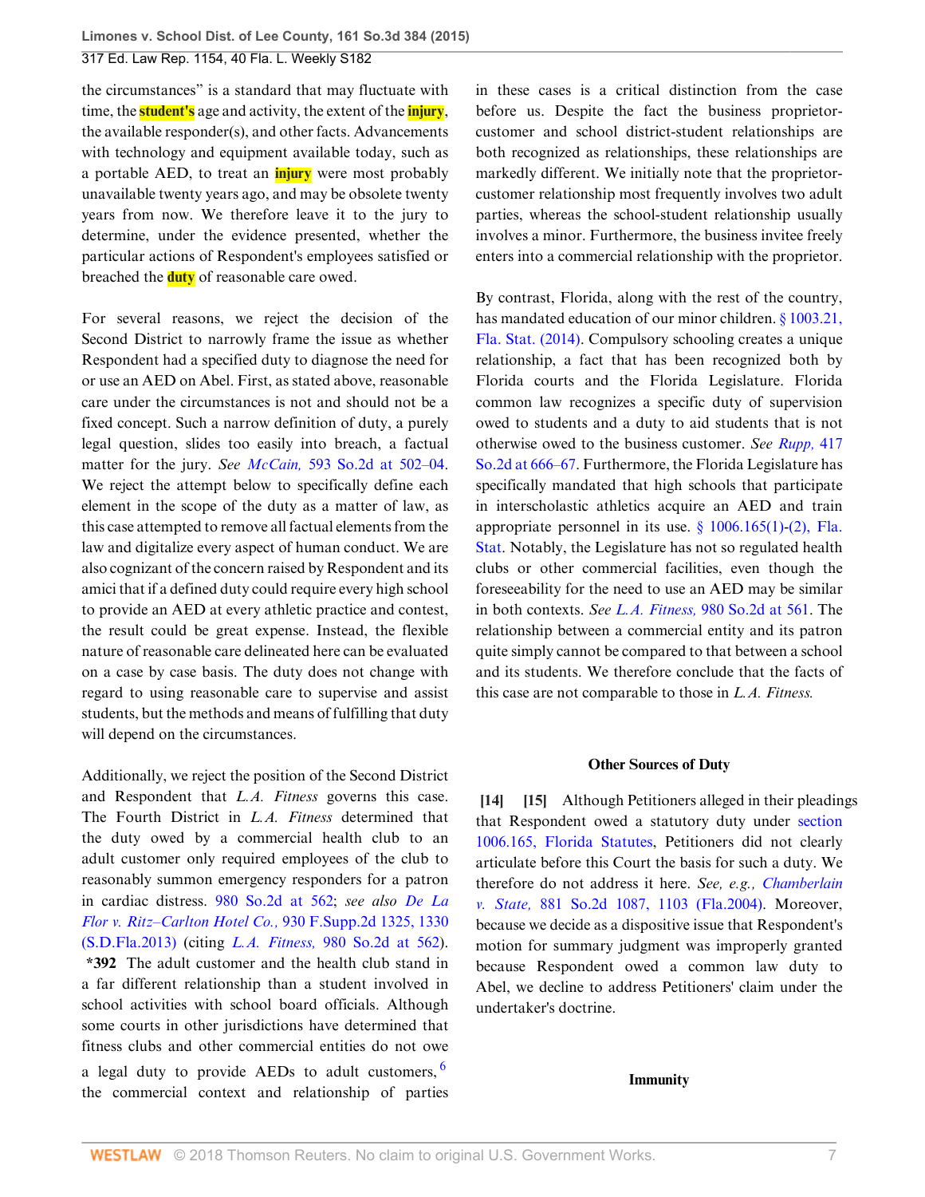the circumstances" is a standard that may fluctuate with time, the student's age and activity, the extent of the injury, the available responder(s), and other facts. Advancements with technology and equipment available today, such as a portable AED, to treat an injury were most probably unavailable twenty years ago, and may be obsolete twenty years from now. We therefore leave it to the jury to determine, under the evidence presented, whether the particular actions of Respondent's employees satisfied or breached the duty of reasonable care owed.

For several reasons, we reject the decision of the Second District to narrowly frame the issue as whether Respondent had a specified duty to diagnose the need for or use an AED on Abel. First, as stated above, reasonable care under the circumstances is not and should not be a fixed concept. Such a narrow definition of duty, a purely legal question, slides too easily into breach, a factual matter for the jury. *See McCain,* 593 So.2d at 502–04. We reject the attempt below to specifically define each element in the scope of the duty as a matter of law, as this case attempted to remove all factual elements from the law and digitalize every aspect of human conduct. We are also cognizant of the concern raised by Respondent and its amici that if a defined duty could require every high school to provide an AED at every athletic practice and contest, the result could be great expense. Instead, the flexible nature of reasonable care delineated here can be evaluated on a case by case basis. The duty does not change with regard to using reasonable care to supervise and assist students, but the methods and means of fulfilling that duty will depend on the circumstances.

Additionally, we reject the position of the Second District and Respondent that *L.A. Fitness* governs this case. The Fourth District in *L.A. Fitness* determined that the duty owed by a commercial health club to an adult customer only required employees of the club to reasonably summon emergency responders for a patron in cardiac distress. 980 So.2d at 562; *see also De La Flor v. Ritz–Carlton Hotel Co.,* 930 F.Supp.2d 1325, 1330 (S.D.Fla.2013) (citing *L.A. Fitness,* 980 So.2d at 562). **\*392** The adult customer and the health club stand in a far different relationship than a student involved in school activities with school board officials. Although some courts in other jurisdictions have determined that fitness clubs and other commercial entities do not owe a legal duty to provide AEDs to adult customers,[6] the commercial context and relationship of parties in these cases is a critical distinction from the case before us. Despite the fact the business proprietor-customer and school district-student relationships are both recognized as relationships, these relationships are markedly different. We initially note that the proprietor-customer relationship most frequently involves two adult parties, whereas the school-student relationship usually involves a minor. Furthermore, the business invitee freely enters into a commercial relationship with the proprietor.

By contrast, Florida, along with the rest of the country, has mandated education of our minor children. § 1003.21, Fla. Stat. (2014). Compulsory schooling creates a unique relationship, a fact that has been recognized both by Florida courts and the Florida Legislature. Florida common law recognizes a specific duty of supervision owed to students and a duty to aid students that is not otherwise owed to the business customer. *See Rupp,* 417 So.2d at 666–67. Furthermore, the Florida Legislature has specifically mandated that high schools that participate in interscholastic athletics acquire an AED and train appropriate personnel in its use. § 1006.165(1)-(2), Fla. Stat. Notably, the Legislature has not so regulated health clubs or other commercial facilities, even though the foreseeability for the need to use an AED may be similar in both contexts. *See L.A. Fitness,* 980 So.2d at 561. The relationship between a commercial entity and its patron quite simply cannot be compared to that between a school and its students. We therefore conclude that the facts of this case are not comparable to those in *L.A. Fitness.*

### Other Sources of Duty

**[14] [15]** Although Petitioners alleged in their pleadings that Respondent owed a statutory duty under section 1006.165, Florida Statutes, Petitioners did not clearly articulate before this Court the basis for such a duty. We therefore do not address it here. *See, e.g., Chamberlain v. State,* 881 So.2d 1087, 1103 (Fla.2004). Moreover, because we decide as a dispositive issue that Respondent's motion for summary judgment was improperly granted because Respondent owed a common law duty to Abel, we decline to address Petitioners' claim under the undertaker's doctrine.

### Immunity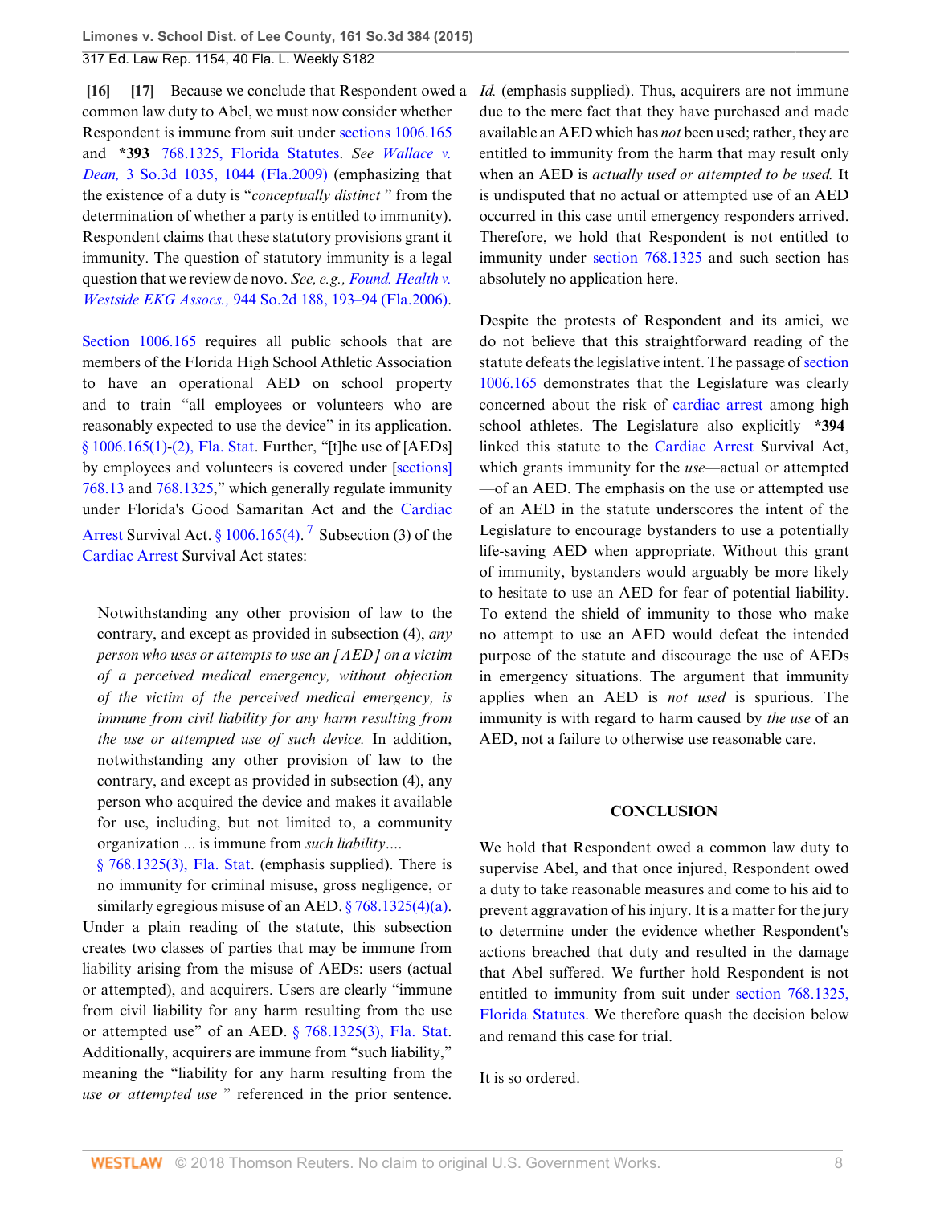**[16] [17]** Because we conclude that Respondent owed a common law duty to Abel, we must now consider whether Respondent is immune from suit under sections 1006.165 and **\*393** 768.1325, Florida Statutes. *See Wallace v. Dean,* 3 So.3d 1035, 1044 (Fla.2009) (emphasizing that the existence of a duty is "*conceptually distinct* " from the determination of whether a party is entitled to immunity). Respondent claims that these statutory provisions grant it immunity. The question of statutory immunity is a legal question that we review de novo. *See, e.g., Found. Health v. Westside EKG Assocs.,* 944 So.2d 188, 193–94 (Fla.2006).

Section 1006.165 requires all public schools that are members of the Florida High School Athletic Association to have an operational AED on school property and to train "all employees or volunteers who are reasonably expected to use the device" in its application. § 1006.165(1)-(2), Fla. Stat. Further, "[t]he use of [AEDs] by employees and volunteers is covered under [sections] 768.13 and 768.1325," which generally regulate immunity under Florida's Good Samaritan Act and the Cardiac Arrest Survival Act. § 1006.165(4). [7] Subsection (3) of the Cardiac Arrest Survival Act states:

> Notwithstanding any other provision of law to the contrary, and except as provided in subsection (4), *any person who uses or attempts to use an [AED] on a victim of a perceived medical emergency, without objection of the victim of the perceived medical emergency, is immune from civil liability for any harm resulting from the use or attempted use of such device.* In addition, notwithstanding any other provision of law to the contrary, and except as provided in subsection (4), any person who acquired the device and makes it available for use, including, but not limited to, a community organization ... is immune from *such liability*....

§ 768.1325(3), Fla. Stat. (emphasis supplied). There is no immunity for criminal misuse, gross negligence, or similarly egregious misuse of an AED. § 768.1325(4)(a). Under a plain reading of the statute, this subsection creates two classes of parties that may be immune from liability arising from the misuse of AEDs: users (actual or attempted), and acquirers. Users are clearly "immune from civil liability for any harm resulting from the use or attempted use" of an AED. § 768.1325(3), Fla. Stat. Additionally, acquirers are immune from "such liability," meaning the "liability for any harm resulting from the *use or attempted use* " referenced in the prior sentence. *Id.* (emphasis supplied). Thus, acquirers are not immune due to the mere fact that they have purchased and made available an AED which has *not* been used; rather, they are entitled to immunity from the harm that may result only when an AED is *actually used or attempted to be used.* It is undisputed that no actual or attempted use of an AED occurred in this case until emergency responders arrived. Therefore, we hold that Respondent is not entitled to immunity under section 768.1325 and such section has absolutely no application here.

Despite the protests of Respondent and its amici, we do not believe that this straightforward reading of the statute defeats the legislative intent. The passage of section 1006.165 demonstrates that the Legislature was clearly concerned about the risk of cardiac arrest among high school athletes. The Legislature also explicitly **\*394** linked this statute to the Cardiac Arrest Survival Act, which grants immunity for the *use*—actual or attempted—of an AED. The emphasis on the use or attempted use of an AED in the statute underscores the intent of the Legislature to encourage bystanders to use a potentially life-saving AED when appropriate. Without this grant of immunity, bystanders would arguably be more likely to hesitate to use an AED for fear of potential liability. To extend the shield of immunity to those who make no attempt to use an AED would defeat the intended purpose of the statute and discourage the use of AEDs in emergency situations. The argument that immunity applies when an AED is *not used* is spurious. The immunity is with regard to harm caused by *the use* of an AED, not a failure to otherwise use reasonable care.

## CONCLUSION

We hold that Respondent owed a common law duty to supervise Abel, and that once injured, Respondent owed a duty to take reasonable measures and come to his aid to prevent aggravation of his injury. It is a matter for the jury to determine under the evidence whether Respondent's actions breached that duty and resulted in the damage that Abel suffered. We further hold Respondent is not entitled to immunity from suit under section 768.1325, Florida Statutes. We therefore quash the decision below and remand this case for trial.

It is so ordered.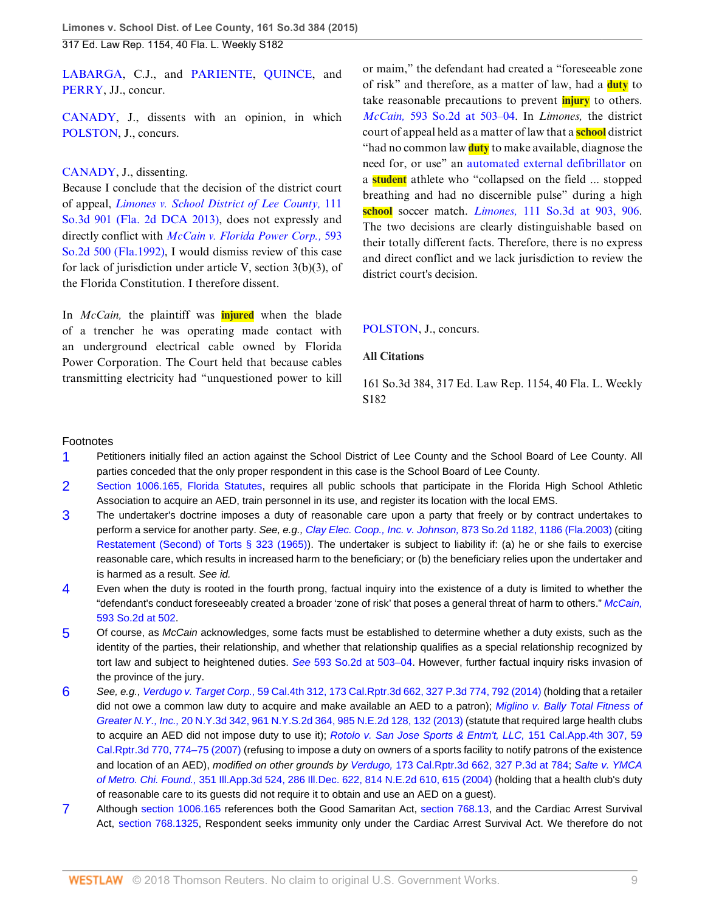LABARGA, C.J., and PARIENTE, QUINCE, and PERRY, JJ., concur.

CANADY, J., dissents with an opinion, in which POLSTON, J., concurs.

CANADY, J., dissenting.

Because I conclude that the decision of the district court of appeal, *Limones v. School District of Lee County,* 111 So.3d 901 (Fla. 2d DCA 2013), does not expressly and directly conflict with *McCain v. Florida Power Corp.,* 593 So.2d 500 (Fla.1992), I would dismiss review of this case for lack of jurisdiction under article V, section 3(b)(3), of the Florida Constitution. I therefore dissent.

In *McCain,* the plaintiff was injured when the blade of a trencher he was operating made contact with an underground electrical cable owned by Florida Power Corporation. The Court held that because cables transmitting electricity had "unquestioned power to kill or maim," the defendant had created a "foreseeable zone of risk" and therefore, as a matter of law, had a duty to take reasonable precautions to prevent injury to others. *McCain,* 593 So.2d at 503–04. In *Limones,* the district court of appeal held as a matter of law that a school district "had no common law duty to make available, diagnose the need for, or use" an automated external defibrillator on a student athlete who "collapsed on the field ... stopped breathing and had no discernible pulse" during a high school soccer match. *Limones,* 111 So.3d at 903, 906. The two decisions are clearly distinguishable based on their totally different facts. Therefore, there is no express and direct conflict and we lack jurisdiction to review the district court's decision.

POLSTON, J., concurs.

**All Citations**

161 So.3d 384, 317 Ed. Law Rep. 1154, 40 Fla. L. Weekly S182

## Footnotes

1. Petitioners initially filed an action against the School District of Lee County and the School Board of Lee County. All parties conceded that the only proper respondent in this case is the School Board of Lee County.
2. Section 1006.165, Florida Statutes, requires all public schools that participate in the Florida High School Athletic Association to acquire an AED, train personnel in its use, and register its location with the local EMS.
3. The undertaker's doctrine imposes a duty of reasonable care upon a party that freely or by contract undertakes to perform a service for another party. *See, e.g., Clay Elec. Coop., Inc. v. Johnson,* 873 So.2d 1182, 1186 (Fla.2003) (citing Restatement (Second) of Torts § 323 (1965)). The undertaker is subject to liability if: (a) he or she fails to exercise reasonable care, which results in increased harm to the beneficiary; or (b) the beneficiary relies upon the undertaker and is harmed as a result. *See id.*
4. Even when the duty is rooted in the fourth prong, factual inquiry into the existence of a duty is limited to whether the "defendant's conduct foreseeably created a broader 'zone of risk' that poses a general threat of harm to others." *McCain,* 593 So.2d at 502.
5. Of course, as *McCain* acknowledges, some facts must be established to determine whether a duty exists, such as the identity of the parties, their relationship, and whether that relationship qualifies as a special relationship recognized by tort law and subject to heightened duties. *See* 593 So.2d at 503–04. However, further factual inquiry risks invasion of the province of the jury.
6. *See, e.g., Verdugo v. Target Corp.,* 59 Cal.4th 312, 173 Cal.Rptr.3d 662, 327 P.3d 774, 792 (2014) (holding that a retailer did not owe a common law duty to acquire and make available an AED to a patron); *Miglino v. Bally Total Fitness of Greater N.Y., Inc.,* 20 N.Y.3d 342, 961 N.Y.S.2d 364, 985 N.E.2d 128, 132 (2013) (statute that required large health clubs to acquire an AED did not impose duty to use it); *Rotolo v. San Jose Sports & Entm't, LLC,* 151 Cal.App.4th 307, 59 Cal.Rptr.3d 770, 774–75 (2007) (refusing to impose a duty on owners of a sports facility to notify patrons of the existence and location of an AED), *modified on other grounds by Verdugo,* 173 Cal.Rptr.3d 662, 327 P.3d at 784; *Salte v. YMCA of Metro. Chi. Found.,* 351 Ill.App.3d 524, 286 Ill.Dec. 622, 814 N.E.2d 610, 615 (2004) (holding that a health club's duty of reasonable care to its guests did not require it to obtain and use an AED on a guest).
7. Although section 1006.165 references both the Good Samaritan Act, section 768.13, and the Cardiac Arrest Survival Act, section 768.1325, Respondent seeks immunity only under the Cardiac Arrest Survival Act. We therefore do not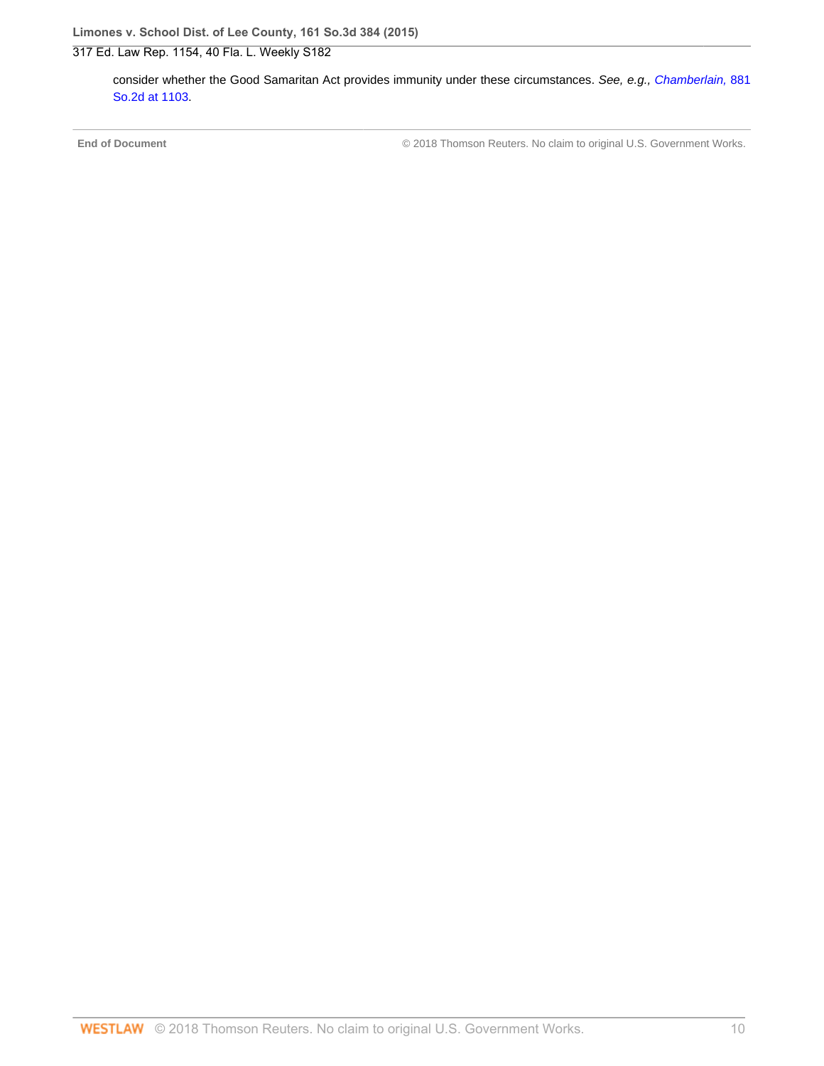consider whether the Good Samaritan Act provides immunity under these circumstances. *See, e.g., Chamberlain,* 881 So.2d at 1103.

**End of Document** © 2018 Thomson Reuters. No claim to original U.S. Government Works.